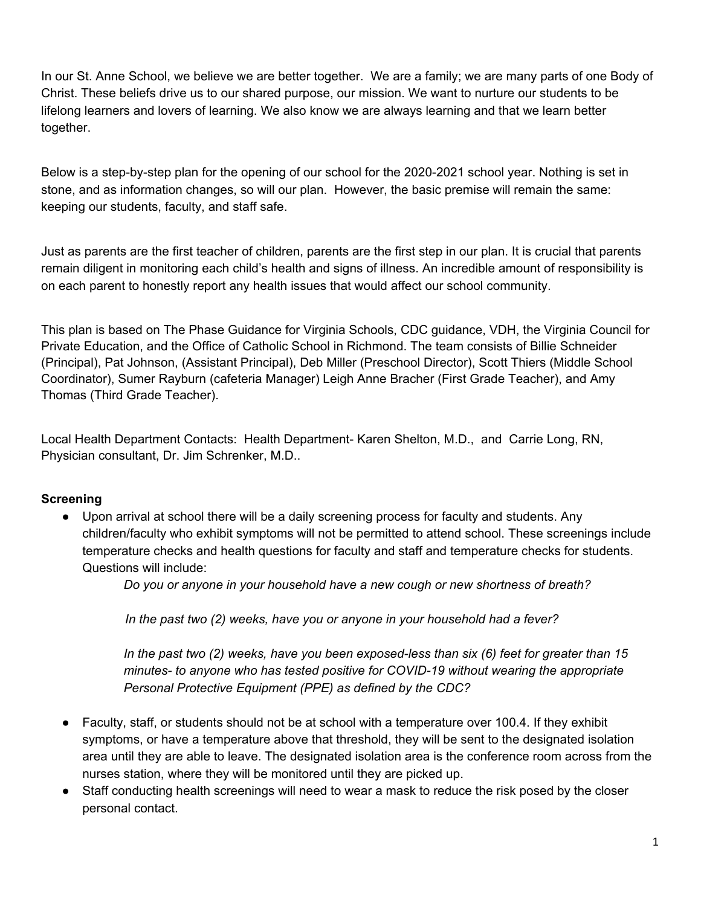In our St. Anne School, we believe we are better together. We are a family; we are many parts of one Body of Christ. These beliefs drive us to our shared purpose, our mission. We want to nurture our students to be lifelong learners and lovers of learning. We also know we are always learning and that we learn better together.

Below is a step-by-step plan for the opening of our school for the 2020-2021 school year. Nothing is set in stone, and as information changes, so will our plan. However, the basic premise will remain the same: keeping our students, faculty, and staff safe.

Just as parents are the first teacher of children, parents are the first step in our plan. It is crucial that parents remain diligent in monitoring each child's health and signs of illness. An incredible amount of responsibility is on each parent to honestly report any health issues that would affect our school community.

This plan is based on The Phase Guidance for Virginia Schools, CDC guidance, VDH, the Virginia Council for Private Education, and the Office of Catholic School in Richmond. The team consists of Billie Schneider (Principal), Pat Johnson, (Assistant Principal), Deb Miller (Preschool Director), Scott Thiers (Middle School Coordinator), Sumer Rayburn (cafeteria Manager) Leigh Anne Bracher (First Grade Teacher), and Amy Thomas (Third Grade Teacher).

Local Health Department Contacts: Health Department- Karen Shelton, M.D., and Carrie Long, RN, Physician consultant, Dr. Jim Schrenker, M.D..

**Screening**

- Upon arrival at school there will be a daily screening process for faculty and students. Any children/faculty who exhibit symptoms will not be permitted to attend school. These screenings include temperature checks and health questions for faculty and staff and temperature checks for students. Questions will include:

  *Do you or anyone in your household have a new cough or new shortness of breath?*

  *In the past two (2) weeks, have you or anyone in your household had a fever?*

  *In the past two (2) weeks, have you been exposed-less than six (6) feet for greater than 15 minutes- to anyone who has tested positive for COVID-19 without wearing the appropriate Personal Protective Equipment (PPE) as defined by the CDC?*

- Faculty, staff, or students should not be at school with a temperature over 100.4. If they exhibit symptoms, or have a temperature above that threshold, they will be sent to the designated isolation area until they are able to leave. The designated isolation area is the conference room across from the nurses station, where they will be monitored until they are picked up.
- Staff conducting health screenings will need to wear a mask to reduce the risk posed by the closer personal contact.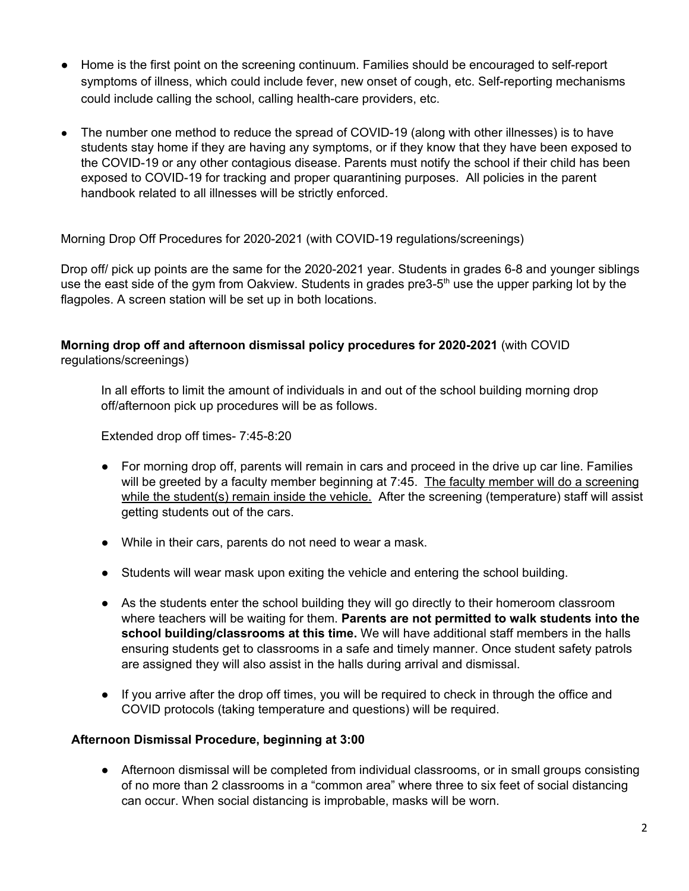- Home is the first point on the screening continuum. Families should be encouraged to self-report symptoms of illness, which could include fever, new onset of cough, etc. Self-reporting mechanisms could include calling the school, calling health-care providers, etc.

- The number one method to reduce the spread of COVID-19 (along with other illnesses) is to have students stay home if they are having any symptoms, or if they know that they have been exposed to the COVID-19 or any other contagious disease. Parents must notify the school if their child has been exposed to COVID-19 for tracking and proper quarantining purposes. All policies in the parent handbook related to all illnesses will be strictly enforced.

Morning Drop Off Procedures for 2020-2021 (with COVID-19 regulations/screenings)

Drop off/ pick up points are the same for the 2020-2021 year. Students in grades 6-8 and younger siblings use the east side of the gym from Oakview. Students in grades pre3-5th use the upper parking lot by the flagpoles. A screen station will be set up in both locations.

**Morning drop off and afternoon dismissal policy procedures for 2020-2021** (with COVID regulations/screenings)

In all efforts to limit the amount of individuals in and out of the school building morning drop off/afternoon pick up procedures will be as follows.

Extended drop off times- 7:45-8:20

- For morning drop off, parents will remain in cars and proceed in the drive up car line. Families will be greeted by a faculty member beginning at 7:45. <u>The faculty member will do a screening while the student(s) remain inside the vehicle.</u> After the screening (temperature) staff will assist getting students out of the cars.

- While in their cars, parents do not need to wear a mask.

- Students will wear mask upon exiting the vehicle and entering the school building.

- As the students enter the school building they will go directly to their homeroom classroom where teachers will be waiting for them. **Parents are not permitted to walk students into the school building/classrooms at this time.** We will have additional staff members in the halls ensuring students get to classrooms in a safe and timely manner. Once student safety patrols are assigned they will also assist in the halls during arrival and dismissal.

- If you arrive after the drop off times, you will be required to check in through the office and COVID protocols (taking temperature and questions) will be required.

**Afternoon Dismissal Procedure, beginning at 3:00**

- Afternoon dismissal will be completed from individual classrooms, or in small groups consisting of no more than 2 classrooms in a "common area" where three to six feet of social distancing can occur. When social distancing is improbable, masks will be worn.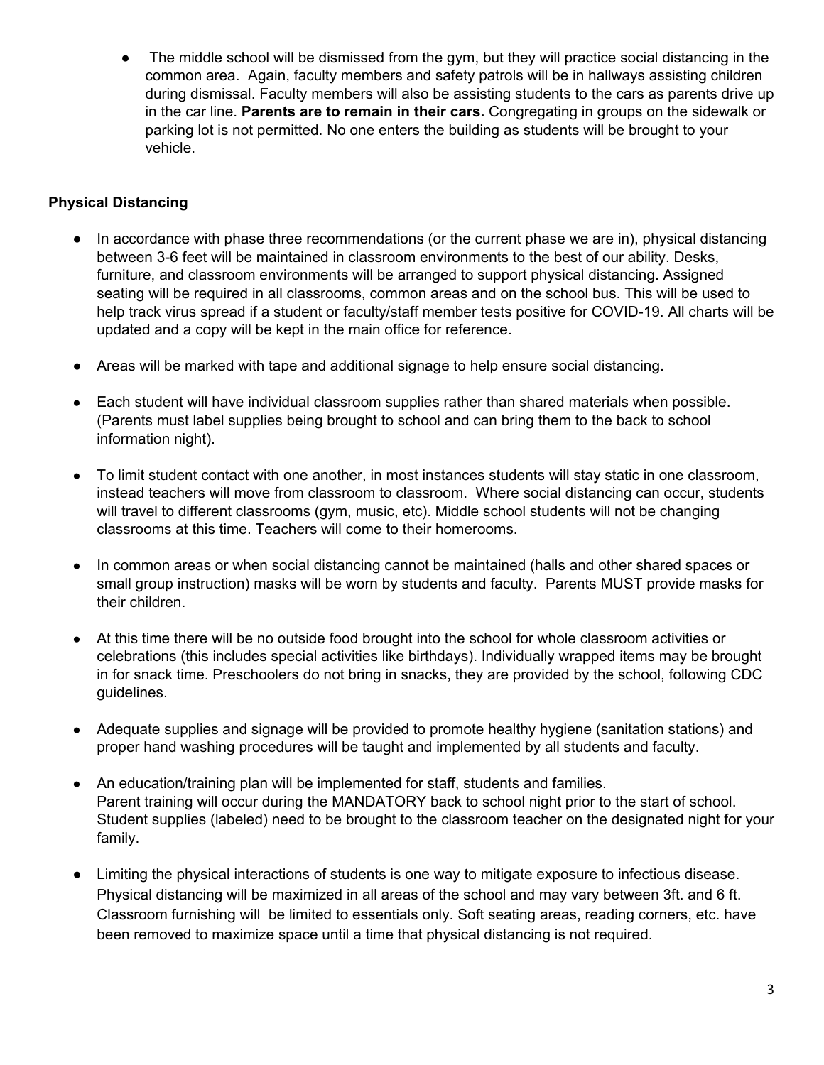- The middle school will be dismissed from the gym, but they will practice social distancing in the common area. Again, faculty members and safety patrols will be in hallways assisting children during dismissal. Faculty members will also be assisting students to the cars as parents drive up in the car line. **Parents are to remain in their cars.** Congregating in groups on the sidewalk or parking lot is not permitted. No one enters the building as students will be brought to your vehicle.

**Physical Distancing**

- In accordance with phase three recommendations (or the current phase we are in), physical distancing between 3-6 feet will be maintained in classroom environments to the best of our ability. Desks, furniture, and classroom environments will be arranged to support physical distancing. Assigned seating will be required in all classrooms, common areas and on the school bus. This will be used to help track virus spread if a student or faculty/staff member tests positive for COVID-19. All charts will be updated and a copy will be kept in the main office for reference.

- Areas will be marked with tape and additional signage to help ensure social distancing.

- Each student will have individual classroom supplies rather than shared materials when possible. (Parents must label supplies being brought to school and can bring them to the back to school information night).

- To limit student contact with one another, in most instances students will stay static in one classroom, instead teachers will move from classroom to classroom. Where social distancing can occur, students will travel to different classrooms (gym, music, etc). Middle school students will not be changing classrooms at this time. Teachers will come to their homerooms.

- In common areas or when social distancing cannot be maintained (halls and other shared spaces or small group instruction) masks will be worn by students and faculty. Parents MUST provide masks for their children.

- At this time there will be no outside food brought into the school for whole classroom activities or celebrations (this includes special activities like birthdays). Individually wrapped items may be brought in for snack time. Preschoolers do not bring in snacks, they are provided by the school, following CDC guidelines.

- Adequate supplies and signage will be provided to promote healthy hygiene (sanitation stations) and proper hand washing procedures will be taught and implemented by all students and faculty.

- An education/training plan will be implemented for staff, students and families.
  Parent training will occur during the MANDATORY back to school night prior to the start of school. Student supplies (labeled) need to be brought to the classroom teacher on the designated night for your family.

- Limiting the physical interactions of students is one way to mitigate exposure to infectious disease. Physical distancing will be maximized in all areas of the school and may vary between 3ft. and 6 ft. Classroom furnishing will be limited to essentials only. Soft seating areas, reading corners, etc. have been removed to maximize space until a time that physical distancing is not required.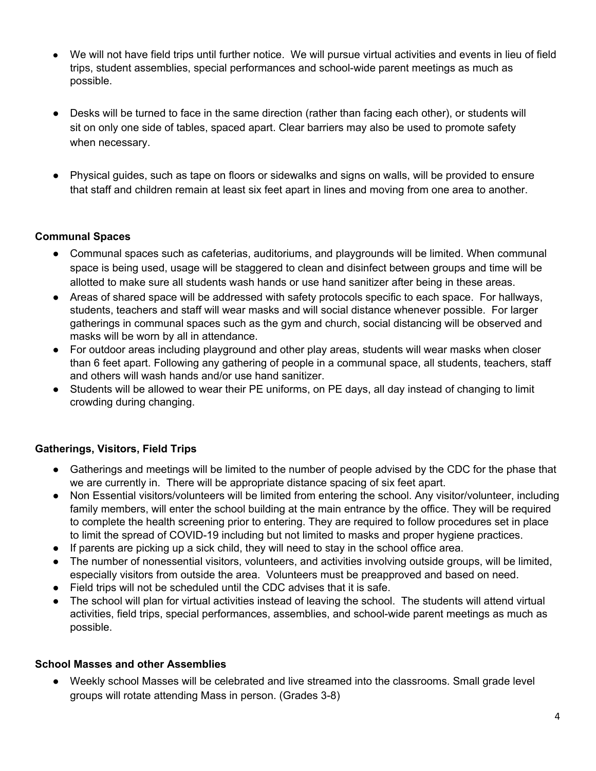- We will not have field trips until further notice. We will pursue virtual activities and events in lieu of field trips, student assemblies, special performances and school-wide parent meetings as much as possible.

- Desks will be turned to face in the same direction (rather than facing each other), or students will sit on only one side of tables, spaced apart. Clear barriers may also be used to promote safety when necessary.

- Physical guides, such as tape on floors or sidewalks and signs on walls, will be provided to ensure that staff and children remain at least six feet apart in lines and moving from one area to another.

**Communal Spaces**

- Communal spaces such as cafeterias, auditoriums, and playgrounds will be limited. When communal space is being used, usage will be staggered to clean and disinfect between groups and time will be allotted to make sure all students wash hands or use hand sanitizer after being in these areas.
- Areas of shared space will be addressed with safety protocols specific to each space. For hallways, students, teachers and staff will wear masks and will social distance whenever possible. For larger gatherings in communal spaces such as the gym and church, social distancing will be observed and masks will be worn by all in attendance.
- For outdoor areas including playground and other play areas, students will wear masks when closer than 6 feet apart. Following any gathering of people in a communal space, all students, teachers, staff and others will wash hands and/or use hand sanitizer.
- Students will be allowed to wear their PE uniforms, on PE days, all day instead of changing to limit crowding during changing.

**Gatherings, Visitors, Field Trips**

- Gatherings and meetings will be limited to the number of people advised by the CDC for the phase that we are currently in. There will be appropriate distance spacing of six feet apart.
- Non Essential visitors/volunteers will be limited from entering the school. Any visitor/volunteer, including family members, will enter the school building at the main entrance by the office. They will be required to complete the health screening prior to entering. They are required to follow procedures set in place to limit the spread of COVID-19 including but not limited to masks and proper hygiene practices.
- If parents are picking up a sick child, they will need to stay in the school office area.
- The number of nonessential visitors, volunteers, and activities involving outside groups, will be limited, especially visitors from outside the area. Volunteers must be preapproved and based on need.
- Field trips will not be scheduled until the CDC advises that it is safe.
- The school will plan for virtual activities instead of leaving the school. The students will attend virtual activities, field trips, special performances, assemblies, and school-wide parent meetings as much as possible.

**School Masses and other Assemblies**

- Weekly school Masses will be celebrated and live streamed into the classrooms. Small grade level groups will rotate attending Mass in person. (Grades 3-8)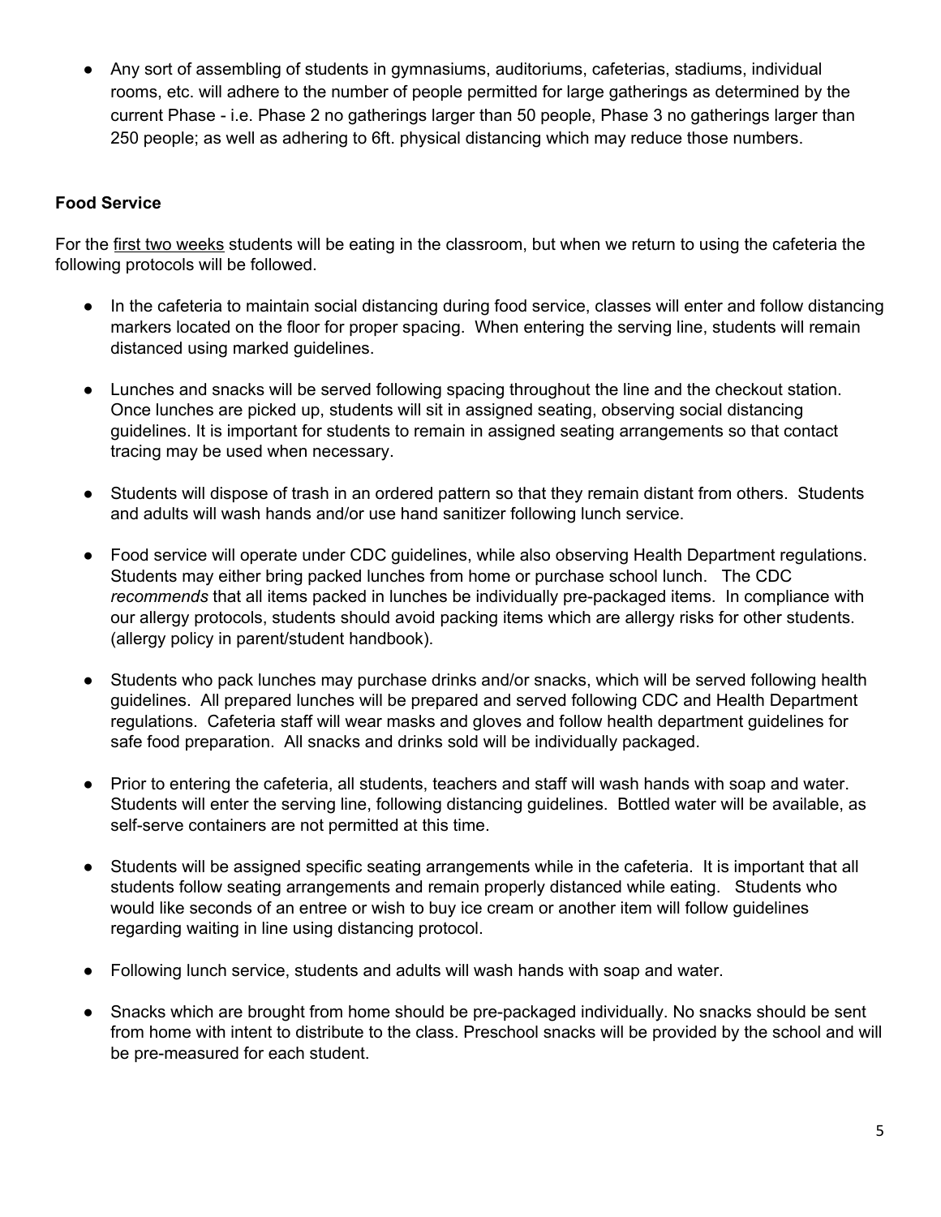- Any sort of assembling of students in gymnasiums, auditoriums, cafeterias, stadiums, individual rooms, etc. will adhere to the number of people permitted for large gatherings as determined by the current Phase - i.e. Phase 2 no gatherings larger than 50 people, Phase 3 no gatherings larger than 250 people; as well as adhering to 6ft. physical distancing which may reduce those numbers.

**Food Service**

For the first two weeks students will be eating in the classroom, but when we return to using the cafeteria the following protocols will be followed.

- In the cafeteria to maintain social distancing during food service, classes will enter and follow distancing markers located on the floor for proper spacing. When entering the serving line, students will remain distanced using marked guidelines.
- Lunches and snacks will be served following spacing throughout the line and the checkout station. Once lunches are picked up, students will sit in assigned seating, observing social distancing guidelines. It is important for students to remain in assigned seating arrangements so that contact tracing may be used when necessary.
- Students will dispose of trash in an ordered pattern so that they remain distant from others. Students and adults will wash hands and/or use hand sanitizer following lunch service.
- Food service will operate under CDC guidelines, while also observing Health Department regulations. Students may either bring packed lunches from home or purchase school lunch. The CDC *recommends* that all items packed in lunches be individually pre-packaged items. In compliance with our allergy protocols, students should avoid packing items which are allergy risks for other students. (allergy policy in parent/student handbook).
- Students who pack lunches may purchase drinks and/or snacks, which will be served following health guidelines. All prepared lunches will be prepared and served following CDC and Health Department regulations. Cafeteria staff will wear masks and gloves and follow health department guidelines for safe food preparation. All snacks and drinks sold will be individually packaged.
- Prior to entering the cafeteria, all students, teachers and staff will wash hands with soap and water. Students will enter the serving line, following distancing guidelines. Bottled water will be available, as self-serve containers are not permitted at this time.
- Students will be assigned specific seating arrangements while in the cafeteria. It is important that all students follow seating arrangements and remain properly distanced while eating. Students who would like seconds of an entree or wish to buy ice cream or another item will follow guidelines regarding waiting in line using distancing protocol.
- Following lunch service, students and adults will wash hands with soap and water.
- Snacks which are brought from home should be pre-packaged individually. No snacks should be sent from home with intent to distribute to the class. Preschool snacks will be provided by the school and will be pre-measured for each student.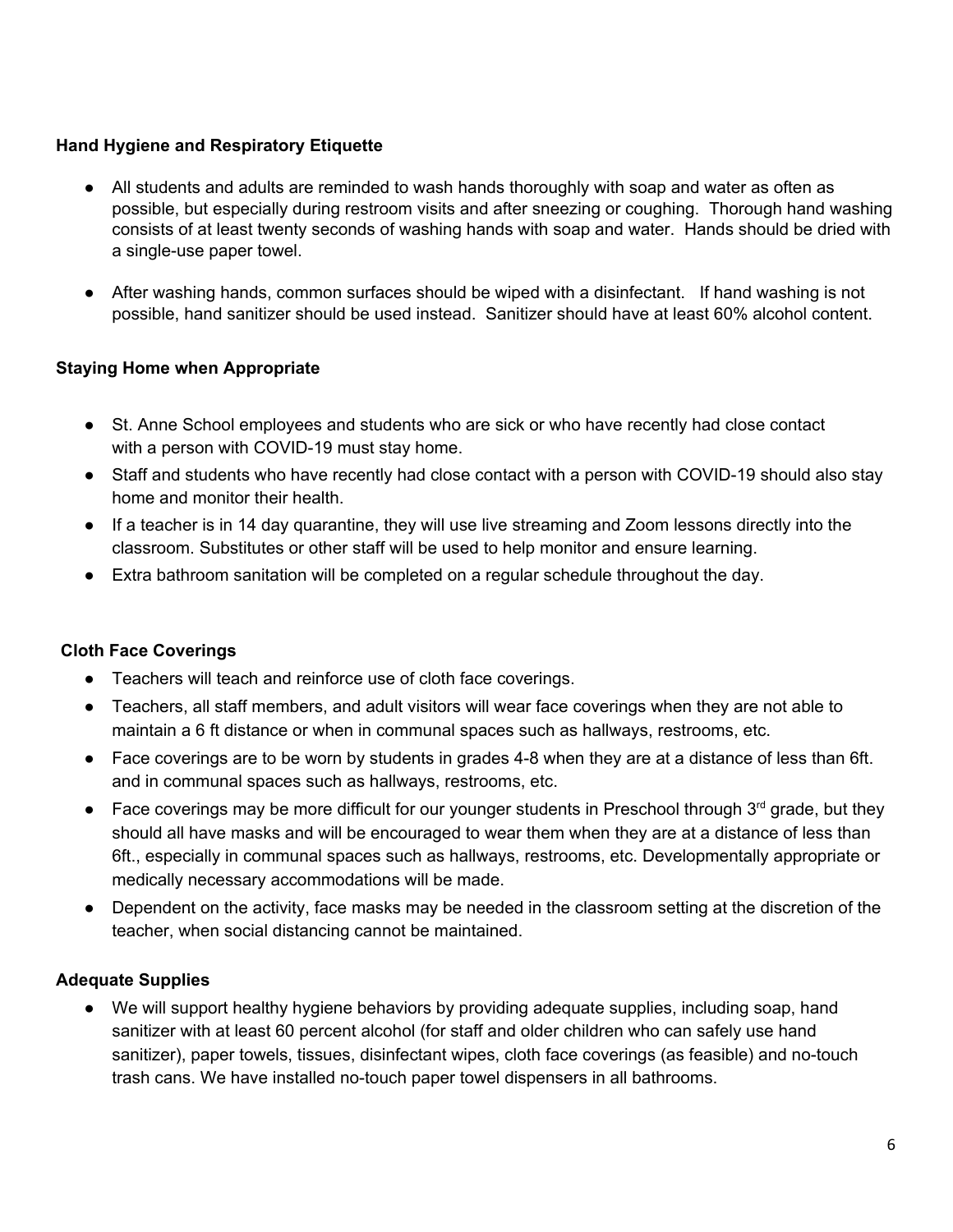**Hand Hygiene and Respiratory Etiquette**

- All students and adults are reminded to wash hands thoroughly with soap and water as often as possible, but especially during restroom visits and after sneezing or coughing. Thorough hand washing consists of at least twenty seconds of washing hands with soap and water. Hands should be dried with a single-use paper towel.

- After washing hands, common surfaces should be wiped with a disinfectant. If hand washing is not possible, hand sanitizer should be used instead. Sanitizer should have at least 60% alcohol content.

**Staying Home when Appropriate**

- St. Anne School employees and students who are sick or who have recently had close contact with a person with COVID-19 must stay home.
- Staff and students who have recently had close contact with a person with COVID-19 should also stay home and monitor their health.
- If a teacher is in 14 day quarantine, they will use live streaming and Zoom lessons directly into the classroom. Substitutes or other staff will be used to help monitor and ensure learning.
- Extra bathroom sanitation will be completed on a regular schedule throughout the day.

**Cloth Face Coverings**

- Teachers will teach and reinforce use of cloth face coverings.
- Teachers, all staff members, and adult visitors will wear face coverings when they are not able to maintain a 6 ft distance or when in communal spaces such as hallways, restrooms, etc.
- Face coverings are to be worn by students in grades 4-8 when they are at a distance of less than 6ft. and in communal spaces such as hallways, restrooms, etc.
- Face coverings may be more difficult for our younger students in Preschool through 3rd grade, but they should all have masks and will be encouraged to wear them when they are at a distance of less than 6ft., especially in communal spaces such as hallways, restrooms, etc. Developmentally appropriate or medically necessary accommodations will be made.
- Dependent on the activity, face masks may be needed in the classroom setting at the discretion of the teacher, when social distancing cannot be maintained.

**Adequate Supplies**

- We will support healthy hygiene behaviors by providing adequate supplies, including soap, hand sanitizer with at least 60 percent alcohol (for staff and older children who can safely use hand sanitizer), paper towels, tissues, disinfectant wipes, cloth face coverings (as feasible) and no-touch trash cans. We have installed no-touch paper towel dispensers in all bathrooms.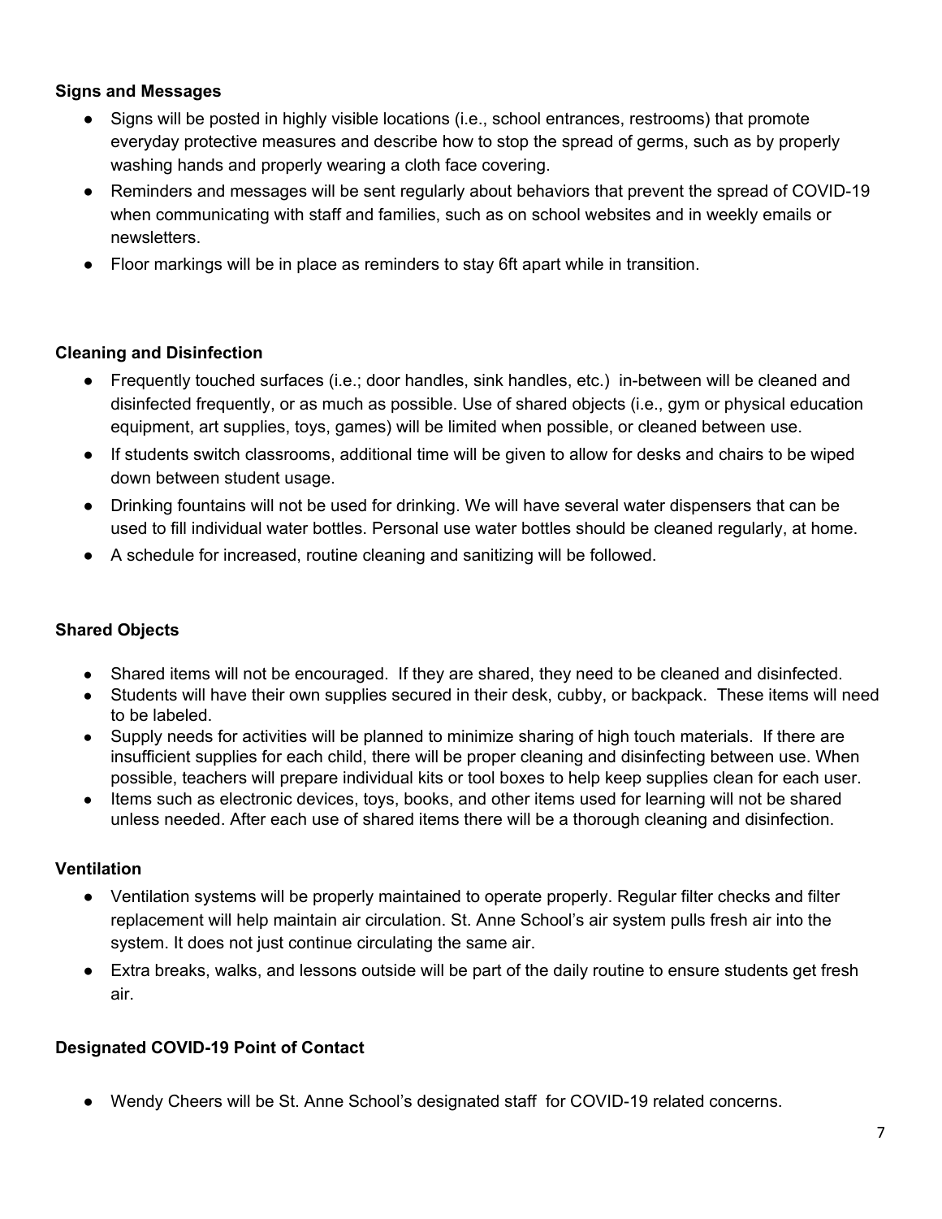**Signs and Messages**

- Signs will be posted in highly visible locations (i.e., school entrances, restrooms) that promote everyday protective measures and describe how to stop the spread of germs, such as by properly washing hands and properly wearing a cloth face covering.
- Reminders and messages will be sent regularly about behaviors that prevent the spread of COVID-19 when communicating with staff and families, such as on school websites and in weekly emails or newsletters.
- Floor markings will be in place as reminders to stay 6ft apart while in transition.

**Cleaning and Disinfection**

- Frequently touched surfaces (i.e.; door handles, sink handles, etc.) in-between will be cleaned and disinfected frequently, or as much as possible. Use of shared objects (i.e., gym or physical education equipment, art supplies, toys, games) will be limited when possible, or cleaned between use.
- If students switch classrooms, additional time will be given to allow for desks and chairs to be wiped down between student usage.
- Drinking fountains will not be used for drinking. We will have several water dispensers that can be used to fill individual water bottles. Personal use water bottles should be cleaned regularly, at home.
- A schedule for increased, routine cleaning and sanitizing will be followed.

**Shared Objects**

- Shared items will not be encouraged. If they are shared, they need to be cleaned and disinfected.
- Students will have their own supplies secured in their desk, cubby, or backpack. These items will need to be labeled.
- Supply needs for activities will be planned to minimize sharing of high touch materials. If there are insufficient supplies for each child, there will be proper cleaning and disinfecting between use. When possible, teachers will prepare individual kits or tool boxes to help keep supplies clean for each user.
- Items such as electronic devices, toys, books, and other items used for learning will not be shared unless needed. After each use of shared items there will be a thorough cleaning and disinfection.

**Ventilation**

- Ventilation systems will be properly maintained to operate properly. Regular filter checks and filter replacement will help maintain air circulation. St. Anne School's air system pulls fresh air into the system. It does not just continue circulating the same air.
- Extra breaks, walks, and lessons outside will be part of the daily routine to ensure students get fresh air.

**Designated COVID-19 Point of Contact**

- Wendy Cheers will be St. Anne School's designated staff for COVID-19 related concerns.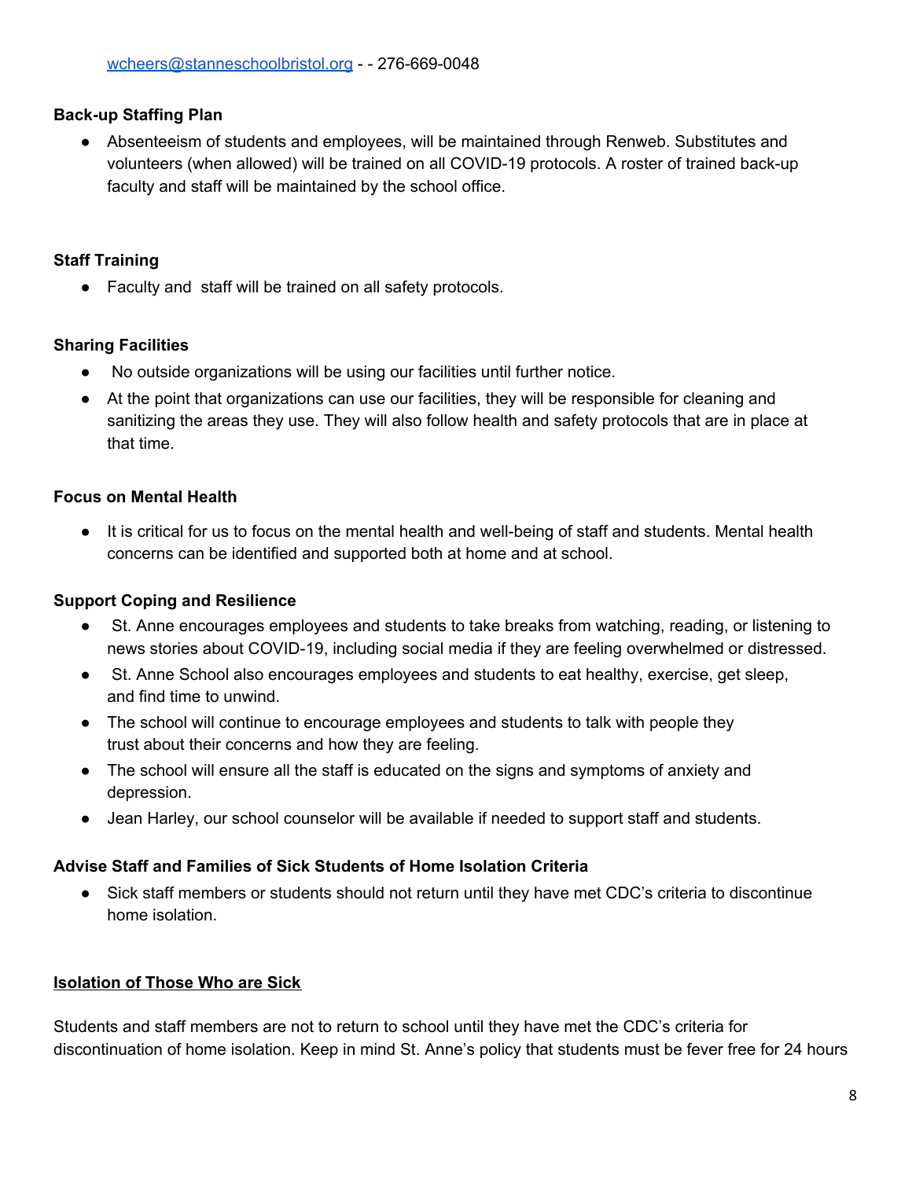wcheers@stanneschoolbristol.org - - 276-669-0048

**Back-up Staffing Plan**

- Absenteeism of students and employees, will be maintained through Renweb. Substitutes and volunteers (when allowed) will be trained on all COVID-19 protocols. A roster of trained back-up faculty and staff will be maintained by the school office.

**Staff Training**

- Faculty and staff will be trained on all safety protocols.

**Sharing Facilities**

- No outside organizations will be using our facilities until further notice.
- At the point that organizations can use our facilities, they will be responsible for cleaning and sanitizing the areas they use. They will also follow health and safety protocols that are in place at that time.

**Focus on Mental Health**

- It is critical for us to focus on the mental health and well-being of staff and students. Mental health concerns can be identified and supported both at home and at school.

**Support Coping and Resilience**

- St. Anne encourages employees and students to take breaks from watching, reading, or listening to news stories about COVID-19, including social media if they are feeling overwhelmed or distressed.
- St. Anne School also encourages employees and students to eat healthy, exercise, get sleep, and find time to unwind.
- The school will continue to encourage employees and students to talk with people they trust about their concerns and how they are feeling.
- The school will ensure all the staff is educated on the signs and symptoms of anxiety and depression.
- Jean Harley, our school counselor will be available if needed to support staff and students.

**Advise Staff and Families of Sick Students of Home Isolation Criteria**

- Sick staff members or students should not return until they have met CDC's criteria to discontinue home isolation.

**<u>Isolation of Those Who are Sick</u>**

Students and staff members are not to return to school until they have met the CDC's criteria for discontinuation of home isolation. Keep in mind St. Anne's policy that students must be fever free for 24 hours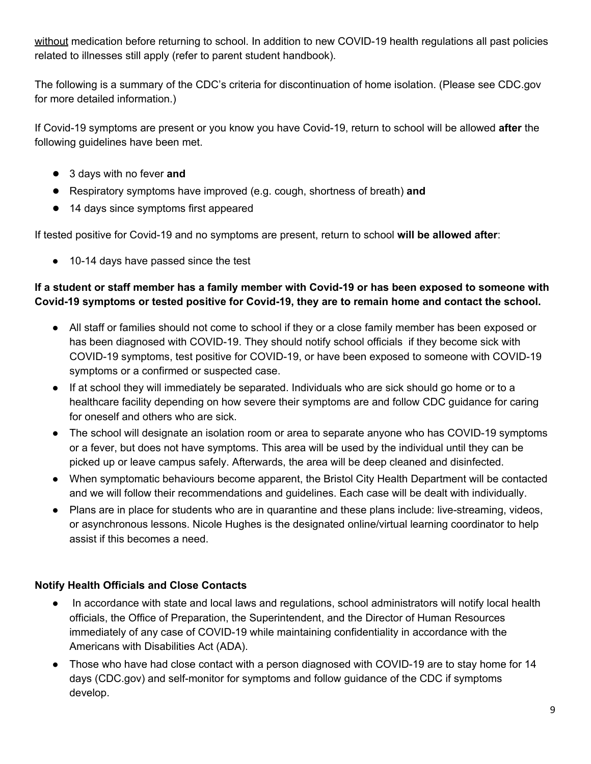without medication before returning to school. In addition to new COVID-19 health regulations all past policies related to illnesses still apply (refer to parent student handbook).

The following is a summary of the CDC's criteria for discontinuation of home isolation. (Please see CDC.gov for more detailed information.)

If Covid-19 symptoms are present or you know you have Covid-19, return to school will be allowed **after** the following guidelines have been met.

- 3 days with no fever **and**
- Respiratory symptoms have improved (e.g. cough, shortness of breath) **and**
- 14 days since symptoms first appeared

If tested positive for Covid-19 and no symptoms are present, return to school **will be allowed after**:

- 10-14 days have passed since the test

**If a student or staff member has a family member with Covid-19 or has been exposed to someone with Covid-19 symptoms or tested positive for Covid-19, they are to remain home and contact the school.**

- All staff or families should not come to school if they or a close family member has been exposed or has been diagnosed with COVID-19. They should notify school officials if they become sick with COVID-19 symptoms, test positive for COVID-19, or have been exposed to someone with COVID-19 symptoms or a confirmed or suspected case.
- If at school they will immediately be separated. Individuals who are sick should go home or to a healthcare facility depending on how severe their symptoms are and follow CDC guidance for caring for oneself and others who are sick.
- The school will designate an isolation room or area to separate anyone who has COVID-19 symptoms or a fever, but does not have symptoms. This area will be used by the individual until they can be picked up or leave campus safely. Afterwards, the area will be deep cleaned and disinfected.
- When symptomatic behaviours become apparent, the Bristol City Health Department will be contacted and we will follow their recommendations and guidelines. Each case will be dealt with individually.
- Plans are in place for students who are in quarantine and these plans include: live-streaming, videos, or asynchronous lessons. Nicole Hughes is the designated online/virtual learning coordinator to help assist if this becomes a need.

**Notify Health Officials and Close Contacts**

- In accordance with state and local laws and regulations, school administrators will notify local health officials, the Office of Preparation, the Superintendent, and the Director of Human Resources immediately of any case of COVID-19 while maintaining confidentiality in accordance with the Americans with Disabilities Act (ADA).
- Those who have had close contact with a person diagnosed with COVID-19 are to stay home for 14 days (CDC.gov) and self-monitor for symptoms and follow guidance of the CDC if symptoms develop.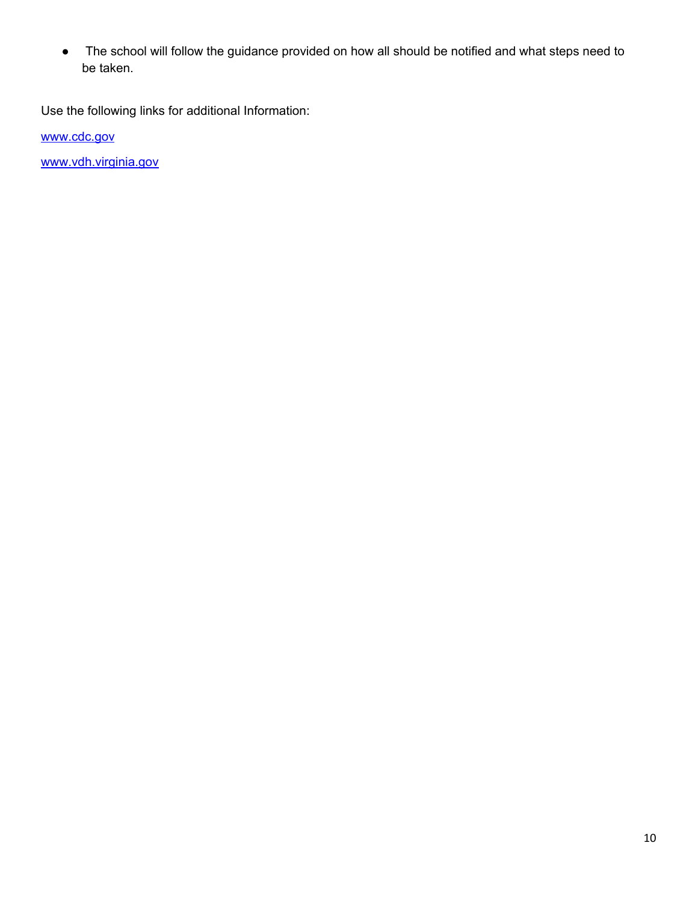- The school will follow the guidance provided on how all should be notified and what steps need to be taken.

Use the following links for additional Information:

[www.cdc.gov](http://www.cdc.gov)

[www.vdh.virginia.gov](http://www.vdh.virginia.gov)